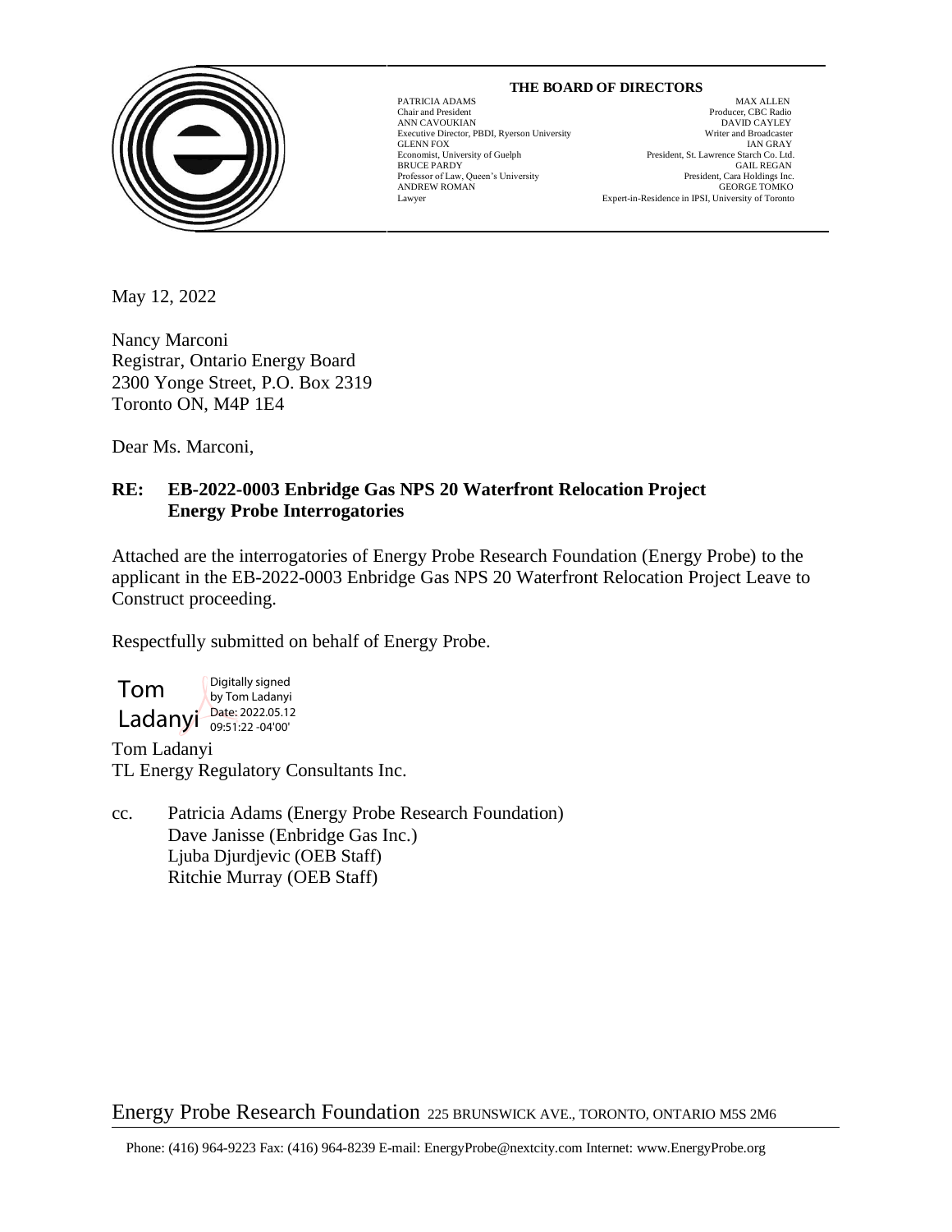**THE BOARD OF DIRECTORS**

| | |
|---|---|
| PATRICIA ADAMS<br>Chair and President | MAX ALLEN<br>Producer, CBC Radio |
| ANN CAVOUKIAN<br>Executive Director, PBDI, Ryerson University | DAVID CAYLEY<br>Writer and Broadcaster |
| GLENN FOX<br>Economist, University of Guelph | IAN GRAY<br>President, St. Lawrence Starch Co. Ltd. |
| BRUCE PARDY<br>Professor of Law, Queen's University | GAIL REGAN<br>President, Cara Holdings Inc. |
| ANDREW ROMAN<br>Lawyer | GEORGE TOMKO<br>Expert-in-Residence in IPSI, University of Toronto |

May 12, 2022

Nancy Marconi
Registrar, Ontario Energy Board
2300 Yonge Street, P.O. Box 2319
Toronto ON, M4P 1E4

Dear Ms. Marconi,

**RE: EB-2022-0003 Enbridge Gas NPS 20 Waterfront Relocation Project Energy Probe Interrogatories**

Attached are the interrogatories of Energy Probe Research Foundation (Energy Probe) to the applicant in the EB-2022-0003 Enbridge Gas NPS 20 Waterfront Relocation Project Leave to Construct proceeding.

Respectfully submitted on behalf of Energy Probe.

Tom Ladanyi — Digitally signed by Tom Ladanyi Date: 2022.05.12 09:51:22 -04'00'

Tom Ladanyi
TL Energy Regulatory Consultants Inc.

cc. Patricia Adams (Energy Probe Research Foundation)
Dave Janisse (Enbridge Gas Inc.)
Ljuba Djurdjevic (OEB Staff)
Ritchie Murray (OEB Staff)

Energy Probe Research Foundation 225 BRUNSWICK AVE., TORONTO, ONTARIO M5S 2M6

Phone: (416) 964-9223 Fax: (416) 964-8239 E-mail: EnergyProbe@nextcity.com Internet: www.EnergyProbe.org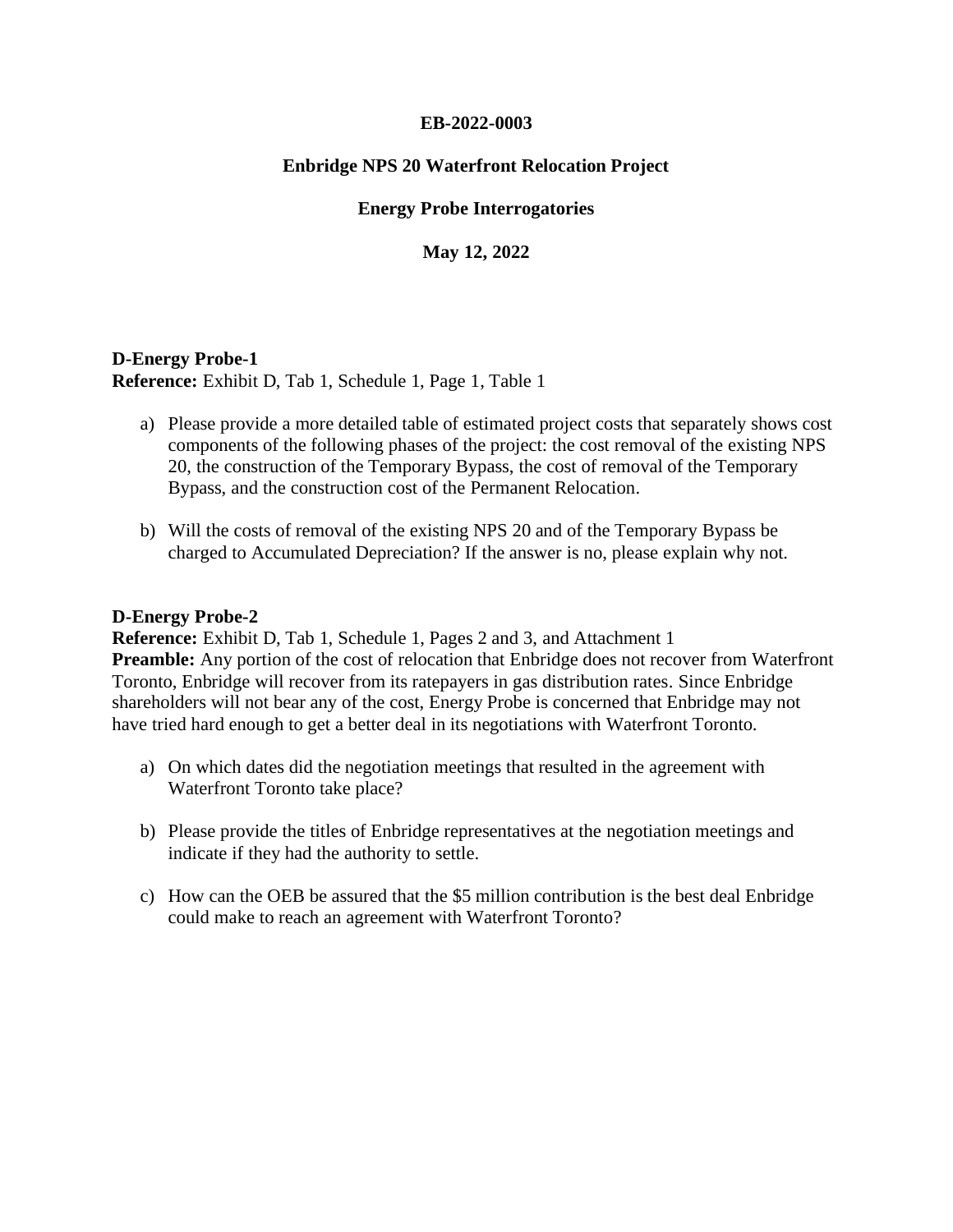**EB-2022-0003**

**Enbridge NPS 20 Waterfront Relocation Project**

**Energy Probe Interrogatories**

**May 12, 2022**

**D-Energy Probe-1**
**Reference:** Exhibit D, Tab 1, Schedule 1, Page 1, Table 1

a) Please provide a more detailed table of estimated project costs that separately shows cost components of the following phases of the project: the cost removal of the existing NPS 20, the construction of the Temporary Bypass, the cost of removal of the Temporary Bypass, and the construction cost of the Permanent Relocation.

b) Will the costs of removal of the existing NPS 20 and of the Temporary Bypass be charged to Accumulated Depreciation? If the answer is no, please explain why not.

**D-Energy Probe-2**
**Reference:** Exhibit D, Tab 1, Schedule 1, Pages 2 and 3, and Attachment 1
**Preamble:** Any portion of the cost of relocation that Enbridge does not recover from Waterfront Toronto, Enbridge will recover from its ratepayers in gas distribution rates. Since Enbridge shareholders will not bear any of the cost, Energy Probe is concerned that Enbridge may not have tried hard enough to get a better deal in its negotiations with Waterfront Toronto.

a) On which dates did the negotiation meetings that resulted in the agreement with Waterfront Toronto take place?

b) Please provide the titles of Enbridge representatives at the negotiation meetings and indicate if they had the authority to settle.

c) How can the OEB be assured that the $5 million contribution is the best deal Enbridge could make to reach an agreement with Waterfront Toronto?